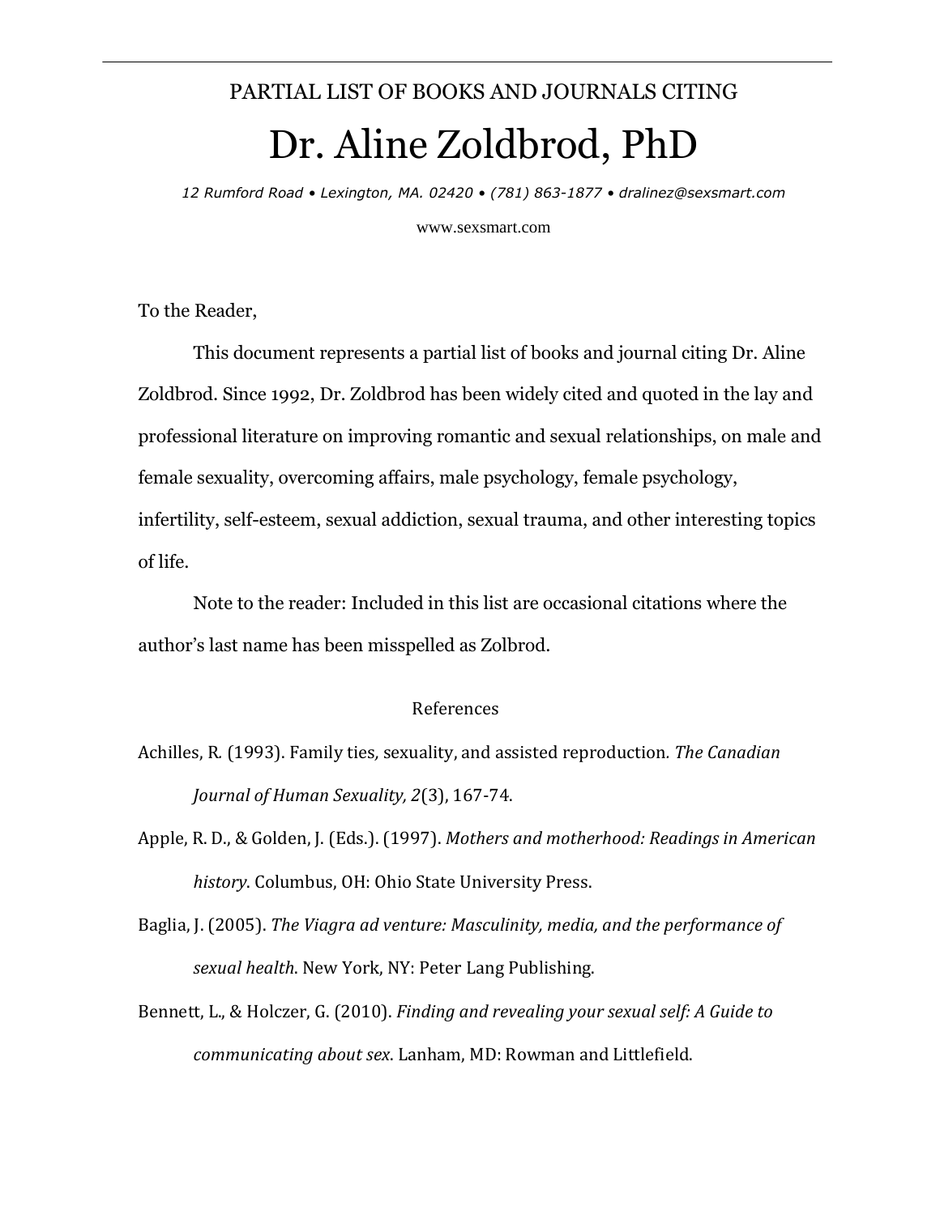PARTIAL LIST OF BOOKS AND JOURNALS CITING

# Dr. Aline Zoldbrod, PhD

*12 Rumford Road • Lexington, MA. 02420 • (781) 863-1877 • dralinez@sexsmart.com*

www.sexsmart.com

To the Reader,

This document represents a partial list of books and journal citing Dr. Aline Zoldbrod. Since 1992, Dr. Zoldbrod has been widely cited and quoted in the lay and professional literature on improving romantic and sexual relationships, on male and female sexuality, overcoming affairs, male psychology, female psychology, infertility, self-esteem, sexual addiction, sexual trauma, and other interesting topics of life.

Note to the reader: Included in this list are occasional citations where the author's last name has been misspelled as Zolbrod.

## References

Achilles, R. (1993). Family ties, sexuality, and assisted reproduction. *The Canadian Journal of Human Sexuality, 2*(3), 167-74.

Apple, R. D., & Golden, J. (Eds.). (1997). *Mothers and motherhood: Readings in American history*. Columbus, OH: Ohio State University Press.

Baglia, J. (2005). *The Viagra ad venture: Masculinity, media, and the performance of sexual health*. New York, NY: Peter Lang Publishing.

Bennett, L., & Holczer, G. (2010). *Finding and revealing your sexual self: A Guide to communicating about sex*. Lanham, MD: Rowman and Littlefield.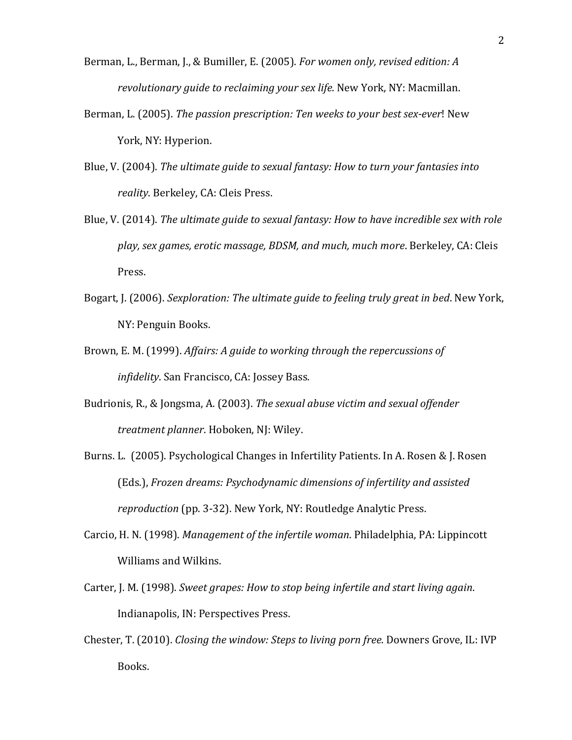Berman, L., Berman, J., & Bumiller, E. (2005). *For women only, revised edition: A revolutionary guide to reclaiming your sex life*. New York, NY: Macmillan.

Berman, L. (2005). *The passion prescription: Ten weeks to your best sex-ever*! New York, NY: Hyperion.

Blue, V. (2004). *The ultimate guide to sexual fantasy: How to turn your fantasies into reality*. Berkeley, CA: Cleis Press.

Blue, V. (2014). *The ultimate guide to sexual fantasy: How to have incredible sex with role play, sex games, erotic massage, BDSM, and much, much more*. Berkeley, CA: Cleis Press.

Bogart, J. (2006). *Sexploration: The ultimate guide to feeling truly great in bed*. New York, NY: Penguin Books.

Brown, E. M. (1999). *Affairs: A guide to working through the repercussions of infidelity*. San Francisco, CA: Jossey Bass.

Budrionis, R., & Jongsma, A. (2003). *The sexual abuse victim and sexual offender treatment planner*. Hoboken, NJ: Wiley.

Burns. L. (2005). Psychological Changes in Infertility Patients. In A. Rosen & J. Rosen (Eds.), *Frozen dreams: Psychodynamic dimensions of infertility and assisted reproduction* (pp. 3-32). New York, NY: Routledge Analytic Press.

Carcio, H. N. (1998). *Management of the infertile woman*. Philadelphia, PA: Lippincott Williams and Wilkins.

Carter, J. M. (1998). *Sweet grapes: How to stop being infertile and start living again*. Indianapolis, IN: Perspectives Press.

Chester, T. (2010). *Closing the window: Steps to living porn free*. Downers Grove, IL: IVP Books.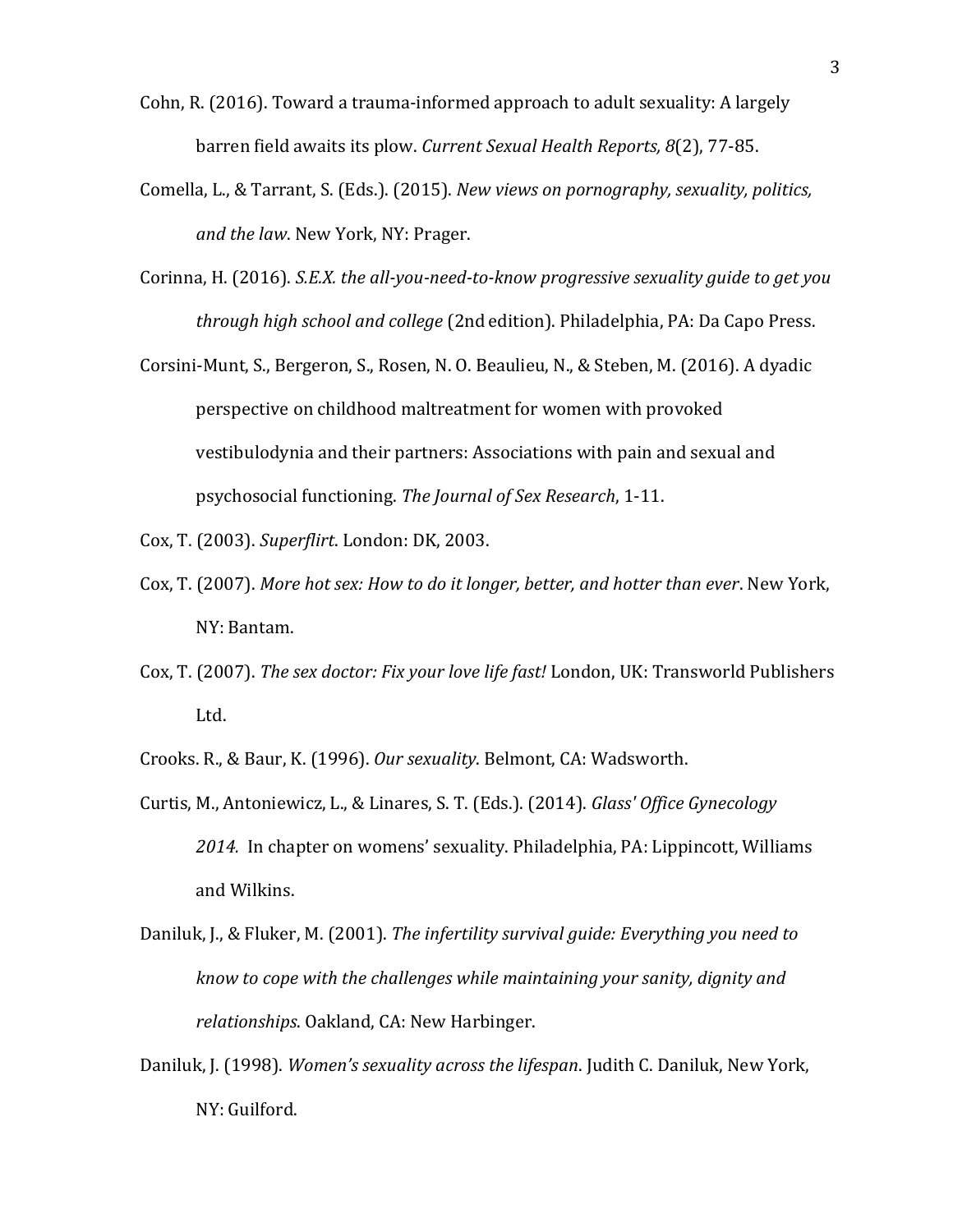Cohn, R. (2016). Toward a trauma-informed approach to adult sexuality: A largely barren field awaits its plow. *Current Sexual Health Reports, 8*(2), 77-85.

Comella, L., & Tarrant, S. (Eds.). (2015). *New views on pornography, sexuality, politics, and the law*. New York, NY: Prager.

Corinna, H. (2016). *S.E.X. the all-you-need-to-know progressive sexuality guide to get you through high school and college* (2nd edition). Philadelphia, PA: Da Capo Press.

Corsini-Munt, S., Bergeron, S., Rosen, N. O. Beaulieu, N., & Steben, M. (2016). A dyadic perspective on childhood maltreatment for women with provoked vestibulodynia and their partners: Associations with pain and sexual and psychosocial functioning. *The Journal of Sex Research*, 1-11.

Cox, T. (2003). *Superflirt*. London: DK, 2003.

Cox, T. (2007). *More hot sex: How to do it longer, better, and hotter than ever*. New York, NY: Bantam.

Cox, T. (2007). *The sex doctor: Fix your love life fast!* London, UK: Transworld Publishers Ltd.

Crooks. R., & Baur, K. (1996). *Our sexuality*. Belmont, CA: Wadsworth.

Curtis, M., Antoniewicz, L., & Linares, S. T. (Eds.). (2014). *Glass' Office Gynecology 2014.* In chapter on womens' sexuality. Philadelphia, PA: Lippincott, Williams and Wilkins.

Daniluk, J., & Fluker, M. (2001). *The infertility survival guide: Everything you need to know to cope with the challenges while maintaining your sanity, dignity and relationships*. Oakland, CA: New Harbinger.

Daniluk, J. (1998). *Women's sexuality across the lifespan*. Judith C. Daniluk, New York, NY: Guilford.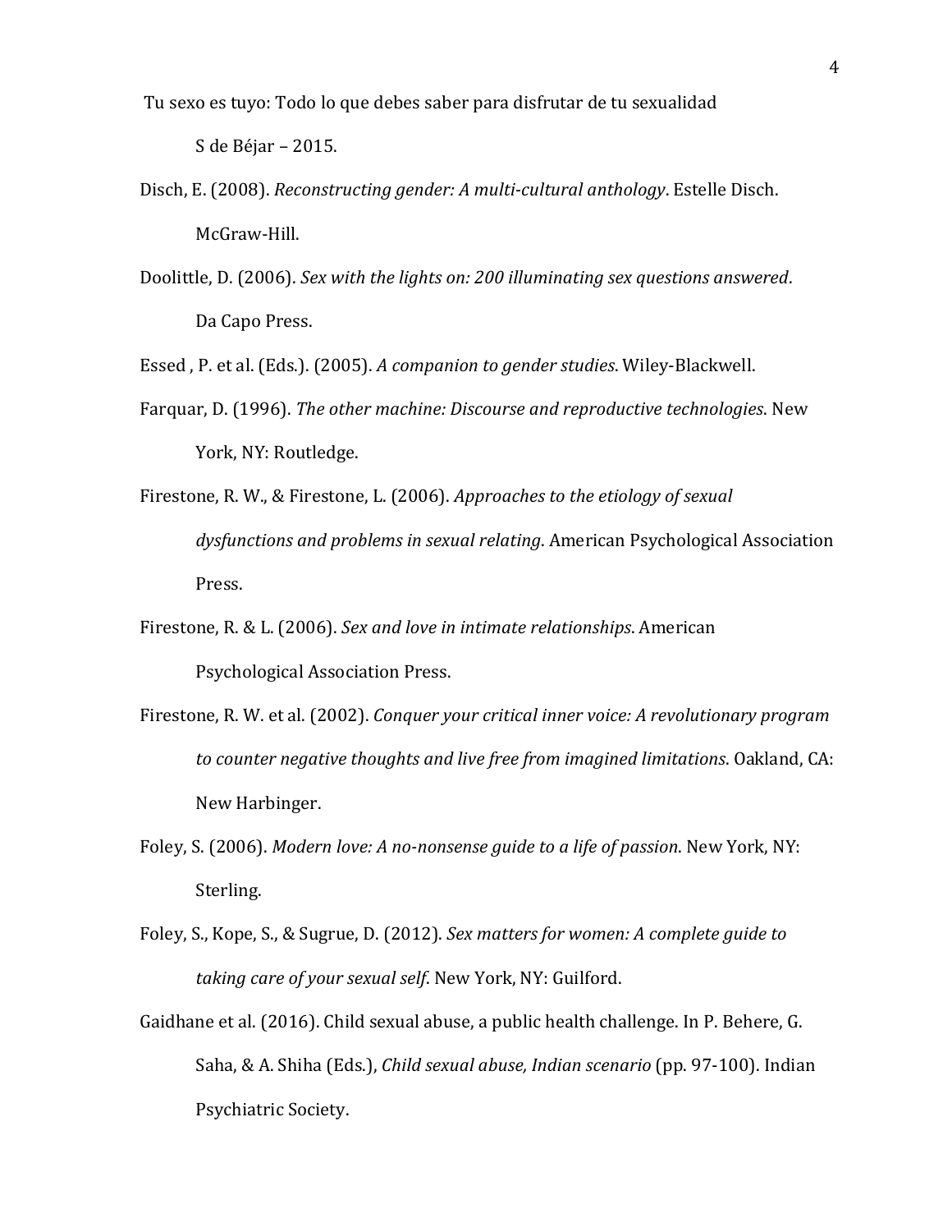Tu sexo es tuyo: Todo lo que debes saber para disfrutar de tu sexualidad S de Béjar – 2015.

Disch, E. (2008). *Reconstructing gender: A multi-cultural anthology*. Estelle Disch. McGraw-Hill.

Doolittle, D. (2006). *Sex with the lights on: 200 illuminating sex questions answered*. Da Capo Press.

Essed , P. et al. (Eds.). (2005). *A companion to gender studies*. Wiley-Blackwell.

Farquar, D. (1996). *The other machine: Discourse and reproductive technologies*. New York, NY: Routledge.

Firestone, R. W., & Firestone, L. (2006). *Approaches to the etiology of sexual dysfunctions and problems in sexual relating*. American Psychological Association Press.

Firestone, R. & L. (2006). *Sex and love in intimate relationships*. American Psychological Association Press.

Firestone, R. W. et al. (2002). *Conquer your critical inner voice: A revolutionary program to counter negative thoughts and live free from imagined limitations*. Oakland, CA: New Harbinger.

Foley, S. (2006). *Modern love: A no-nonsense guide to a life of passion*. New York, NY: Sterling.

Foley, S., Kope, S., & Sugrue, D. (2012). *Sex matters for women: A complete guide to taking care of your sexual self*. New York, NY: Guilford.

Gaidhane et al. (2016). Child sexual abuse, a public health challenge. In P. Behere, G. Saha, & A. Shiha (Eds.), *Child sexual abuse, Indian scenario* (pp. 97-100). Indian Psychiatric Society.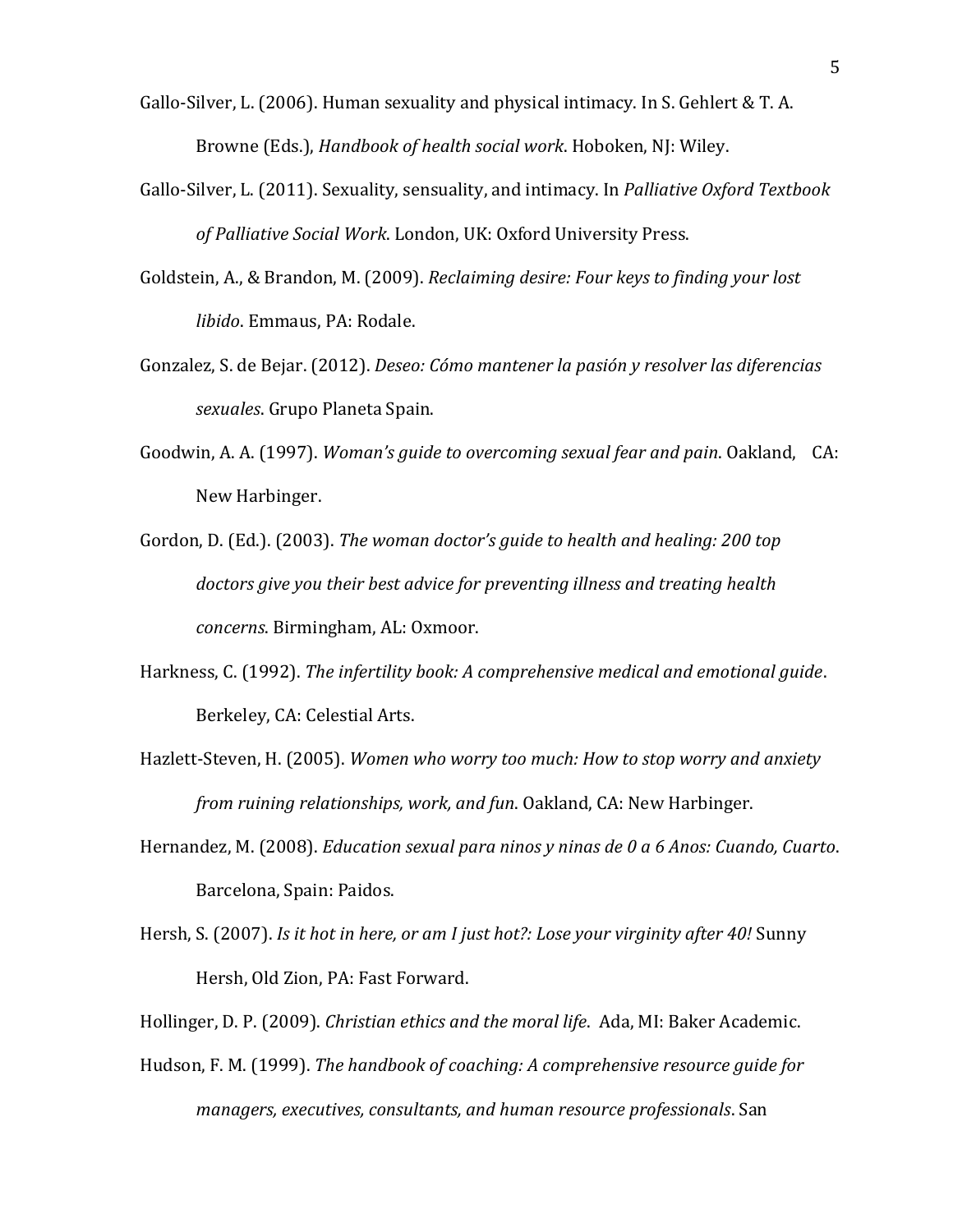Gallo-Silver, L. (2006). Human sexuality and physical intimacy. In S. Gehlert & T. A. Browne (Eds.), *Handbook of health social work*. Hoboken, NJ: Wiley.

Gallo-Silver, L. (2011). Sexuality, sensuality, and intimacy. In *Palliative Oxford Textbook of Palliative Social Work*. London, UK: Oxford University Press.

Goldstein, A., & Brandon, M. (2009). *Reclaiming desire: Four keys to finding your lost libido*. Emmaus, PA: Rodale.

Gonzalez, S. de Bejar. (2012). *Deseo: Cómo mantener la pasión y resolver las diferencias sexuales*. Grupo Planeta Spain.

Goodwin, A. A. (1997). *Woman's guide to overcoming sexual fear and pain*. Oakland, CA: New Harbinger.

Gordon, D. (Ed.). (2003). *The woman doctor's guide to health and healing: 200 top doctors give you their best advice for preventing illness and treating health concerns*. Birmingham, AL: Oxmoor.

Harkness, C. (1992). *The infertility book: A comprehensive medical and emotional guide*. Berkeley, CA: Celestial Arts.

Hazlett-Steven, H. (2005). *Women who worry too much: How to stop worry and anxiety from ruining relationships, work, and fun*. Oakland, CA: New Harbinger.

Hernandez, M. (2008). *Education sexual para ninos y ninas de 0 a 6 Anos: Cuando, Cuarto*. Barcelona, Spain: Paidos.

Hersh, S. (2007). *Is it hot in here, or am I just hot?: Lose your virginity after 40!* Sunny Hersh, Old Zion, PA: Fast Forward.

Hollinger, D. P. (2009). *Christian ethics and the moral life*. Ada, MI: Baker Academic.

Hudson, F. M. (1999). *The handbook of coaching: A comprehensive resource guide for managers, executives, consultants, and human resource professionals*. San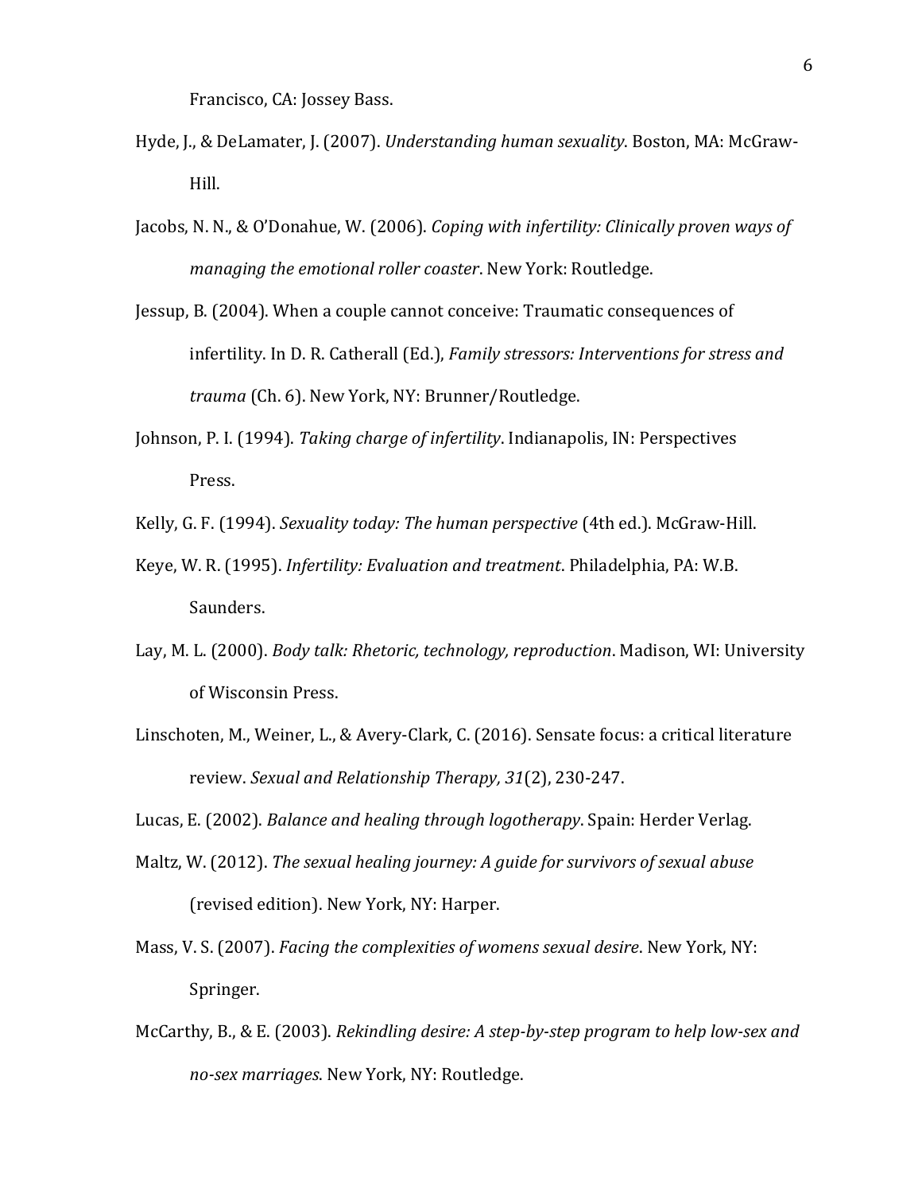Francisco, CA: Jossey Bass.

Hyde, J., & DeLamater, J. (2007). *Understanding human sexuality*. Boston, MA: McGraw-Hill.

Jacobs, N. N., & O'Donahue, W. (2006). *Coping with infertility: Clinically proven ways of managing the emotional roller coaster*. New York: Routledge.

Jessup, B. (2004). When a couple cannot conceive: Traumatic consequences of infertility. In D. R. Catherall (Ed.), *Family stressors: Interventions for stress and trauma* (Ch. 6). New York, NY: Brunner/Routledge.

Johnson, P. I. (1994). *Taking charge of infertility*. Indianapolis, IN: Perspectives Press.

Kelly, G. F. (1994). *Sexuality today: The human perspective* (4th ed.). McGraw-Hill.

Keye, W. R. (1995). *Infertility: Evaluation and treatment*. Philadelphia, PA: W.B. Saunders.

Lay, M. L. (2000). *Body talk: Rhetoric, technology, reproduction*. Madison, WI: University of Wisconsin Press.

Linschoten, M., Weiner, L., & Avery-Clark, C. (2016). Sensate focus: a critical literature review. *Sexual and Relationship Therapy, 31*(2), 230-247.

Lucas, E. (2002). *Balance and healing through logotherapy*. Spain: Herder Verlag.

Maltz, W. (2012). *The sexual healing journey: A guide for survivors of sexual abuse* (revised edition). New York, NY: Harper.

Mass, V. S. (2007). *Facing the complexities of womens sexual desire*. New York, NY: Springer.

McCarthy, B., & E. (2003). *Rekindling desire: A step-by-step program to help low-sex and no-sex marriages*. New York, NY: Routledge.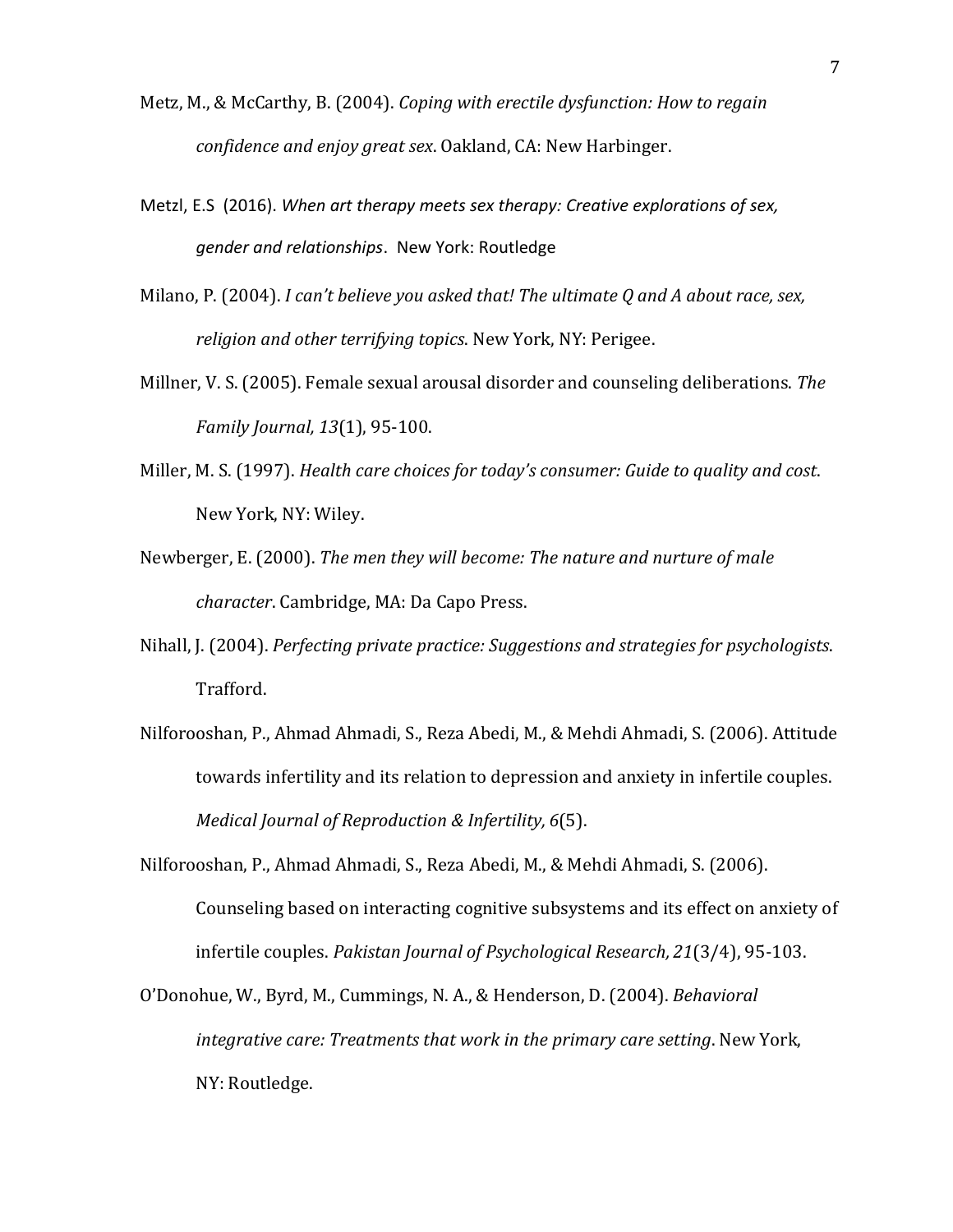Metz, M., & McCarthy, B. (2004). *Coping with erectile dysfunction: How to regain confidence and enjoy great sex*. Oakland, CA: New Harbinger.

Metzl, E.S (2016). *When art therapy meets sex therapy: Creative explorations of sex, gender and relationships*. New York: Routledge

Milano, P. (2004). *I can't believe you asked that! The ultimate Q and A about race, sex, religion and other terrifying topics*. New York, NY: Perigee.

Millner, V. S. (2005). Female sexual arousal disorder and counseling deliberations. *The Family Journal, 13*(1), 95-100.

Miller, M. S. (1997). *Health care choices for today's consumer: Guide to quality and cost*. New York, NY: Wiley.

Newberger, E. (2000). *The men they will become: The nature and nurture of male character*. Cambridge, MA: Da Capo Press.

Nihall, J. (2004). *Perfecting private practice: Suggestions and strategies for psychologists*. Trafford.

Nilforooshan, P., Ahmad Ahmadi, S., Reza Abedi, M., & Mehdi Ahmadi, S. (2006). Attitude towards infertility and its relation to depression and anxiety in infertile couples. *Medical Journal of Reproduction & Infertility, 6*(5).

Nilforooshan, P., Ahmad Ahmadi, S., Reza Abedi, M., & Mehdi Ahmadi, S. (2006). Counseling based on interacting cognitive subsystems and its effect on anxiety of infertile couples. *Pakistan Journal of Psychological Research, 21*(3/4), 95-103.

O'Donohue, W., Byrd, M., Cummings, N. A., & Henderson, D. (2004). *Behavioral integrative care: Treatments that work in the primary care setting*. New York, NY: Routledge.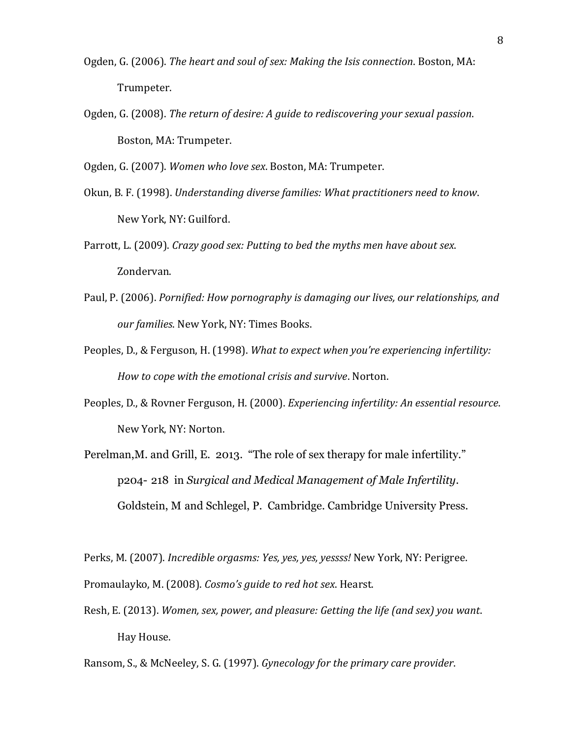Ogden, G. (2006). *The heart and soul of sex: Making the Isis connection*. Boston, MA: Trumpeter.

Ogden, G. (2008). *The return of desire: A guide to rediscovering your sexual passion*. Boston, MA: Trumpeter.

Ogden, G. (2007). *Women who love sex*. Boston, MA: Trumpeter.

Okun, B. F. (1998). *Understanding diverse families: What practitioners need to know*. New York, NY: Guilford.

Parrott, L. (2009). *Crazy good sex: Putting to bed the myths men have about sex*. Zondervan.

Paul, P. (2006). *Pornified: How pornography is damaging our lives, our relationships, and our families*. New York, NY: Times Books.

Peoples, D., & Ferguson, H. (1998). *What to expect when you're experiencing infertility: How to cope with the emotional crisis and survive*. Norton.

Peoples, D., & Rovner Ferguson, H. (2000). *Experiencing infertility: An essential resource*. New York, NY: Norton.

Perelman,M. and Grill, E. 2013. "The role of sex therapy for male infertility." p204- 218 in *Surgical and Medical Management of Male Infertility*. Goldstein, M and Schlegel, P. Cambridge. Cambridge University Press.

Perks, M. (2007). *Incredible orgasms: Yes, yes, yes, yessss!* New York, NY: Perigree.

Promaulayko, M. (2008). *Cosmo's guide to red hot sex*. Hearst.

Resh, E. (2013). *Women, sex, power, and pleasure: Getting the life (and sex) you want*. Hay House.

Ransom, S., & McNeeley, S. G. (1997). *Gynecology for the primary care provider*.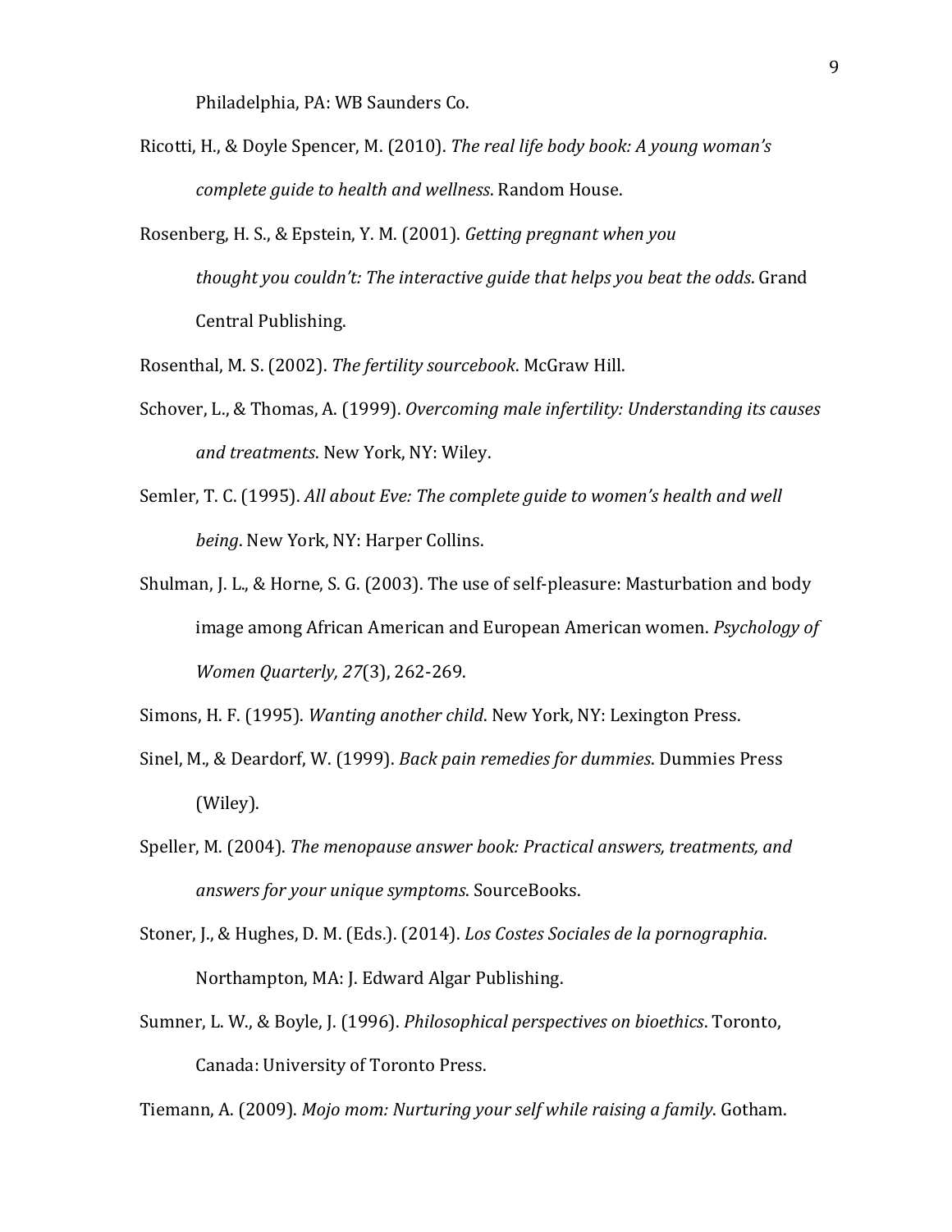Philadelphia, PA: WB Saunders Co.

Ricotti, H., & Doyle Spencer, M. (2010). *The real life body book: A young woman's complete guide to health and wellness*. Random House.

Rosenberg, H. S., & Epstein, Y. M. (2001). *Getting pregnant when you thought you couldn't: The interactive guide that helps you beat the odds*. Grand Central Publishing.

Rosenthal, M. S. (2002). *The fertility sourcebook*. McGraw Hill.

Schover, L., & Thomas, A. (1999). *Overcoming male infertility: Understanding its causes and treatments*. New York, NY: Wiley.

Semler, T. C. (1995). *All about Eve: The complete guide to women's health and well being*. New York, NY: Harper Collins.

Shulman, J. L., & Horne, S. G. (2003). The use of self-pleasure: Masturbation and body image among African American and European American women. *Psychology of Women Quarterly, 27*(3), 262-269.

Simons, H. F. (1995). *Wanting another child*. New York, NY: Lexington Press.

Sinel, M., & Deardorf, W. (1999). *Back pain remedies for dummies*. Dummies Press (Wiley).

Speller, M. (2004). *The menopause answer book: Practical answers, treatments, and answers for your unique symptoms*. SourceBooks.

Stoner, J., & Hughes, D. M. (Eds.). (2014). *Los Costes Sociales de la pornographia*. Northampton, MA: J. Edward Algar Publishing.

Sumner, L. W., & Boyle, J. (1996). *Philosophical perspectives on bioethics*. Toronto, Canada: University of Toronto Press.

Tiemann, A. (2009). *Mojo mom: Nurturing your self while raising a family*. Gotham.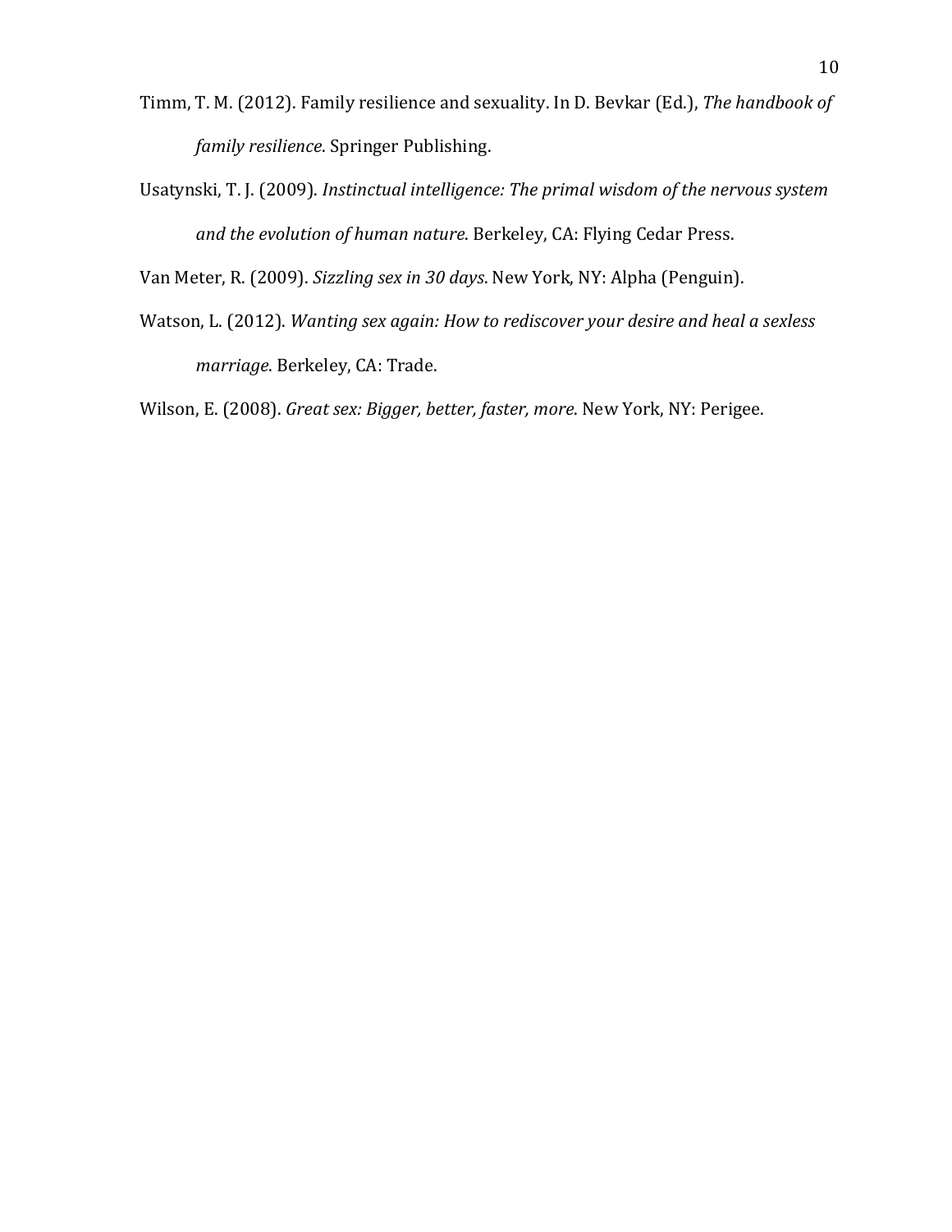Timm, T. M. (2012). Family resilience and sexuality. In D. Bevkar (Ed.), *The handbook of family resilience*. Springer Publishing.

Usatynski, T. J. (2009). *Instinctual intelligence: The primal wisdom of the nervous system and the evolution of human nature*. Berkeley, CA: Flying Cedar Press.

Van Meter, R. (2009). *Sizzling sex in 30 days*. New York, NY: Alpha (Penguin).

Watson, L. (2012). *Wanting sex again: How to rediscover your desire and heal a sexless marriage*. Berkeley, CA: Trade.

Wilson, E. (2008). *Great sex: Bigger, better, faster, more*. New York, NY: Perigee.